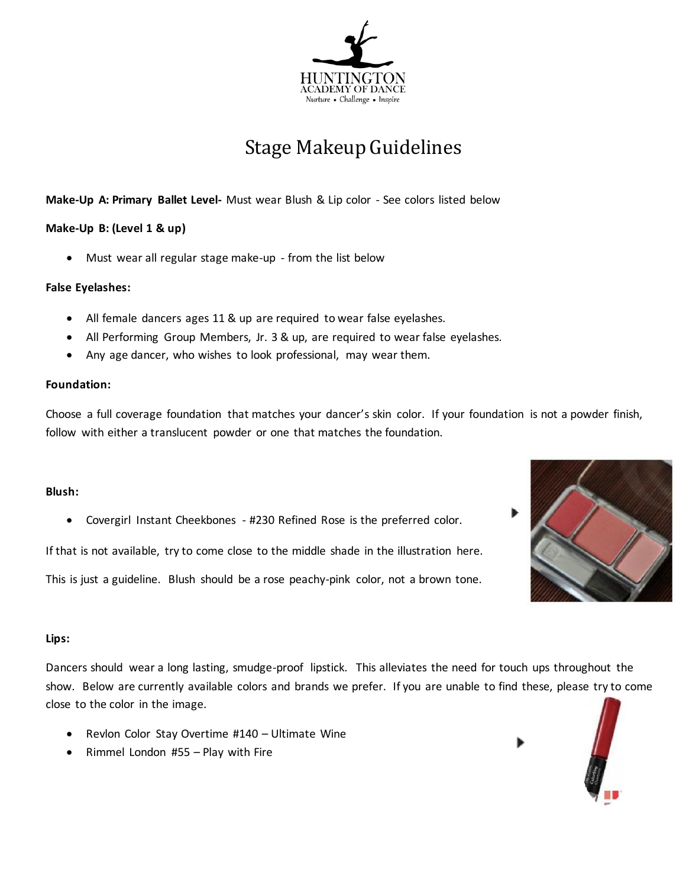HUNTINGTON
ACADEMY OF DANCE
Nurture • Challenge • Inspire

# Stage Makeup Guidelines

**Make-Up A: Primary Ballet Level-** Must wear Blush & Lip color - See colors listed below

**Make-Up B: (Level 1 & up)**

- Must wear all regular stage make-up - from the list below

**False Eyelashes:**

- All female dancers ages 11 & up are required to wear false eyelashes.
- All Performing Group Members, Jr. 3 & up, are required to wear false eyelashes.
- Any age dancer, who wishes to look professional, may wear them.

**Foundation:**

Choose a full coverage foundation that matches your dancer's skin color. If your foundation is not a powder finish, follow with either a translucent powder or one that matches the foundation.

**Blush:**

- Covergirl Instant Cheekbones - #230 Refined Rose is the preferred color.

If that is not available, try to come close to the middle shade in the illustration here.

This is just a guideline. Blush should be a rose peachy-pink color, not a brown tone.

**Lips:**

Dancers should wear a long lasting, smudge-proof lipstick. This alleviates the need for touch ups throughout the show. Below are currently available colors and brands we prefer. If you are unable to find these, please try to come close to the color in the image.

- Revlon Color Stay Overtime #140 – Ultimate Wine
- Rimmel London #55 – Play with Fire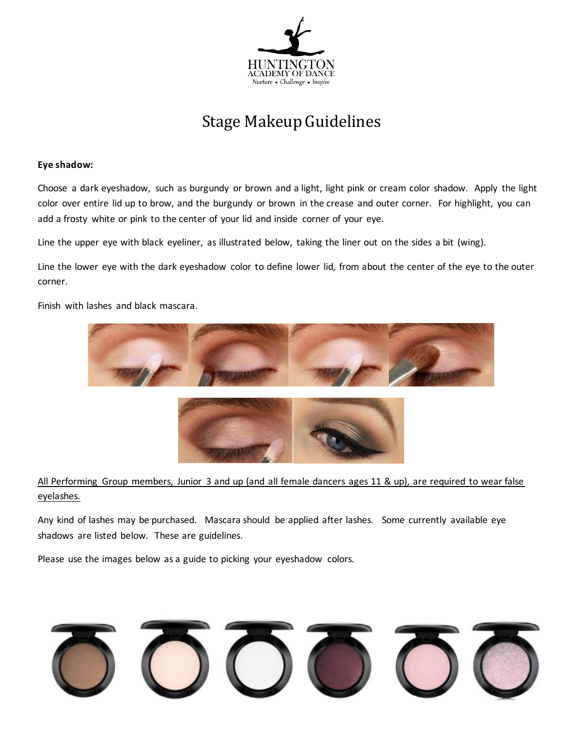HUNTINGTON ACADEMY OF DANCE
Nurture • Challenge • Inspire

# Stage Makeup Guidelines

**Eye shadow:**

Choose a dark eyeshadow, such as burgundy or brown and a light, light pink or cream color shadow. Apply the light color over entire lid up to brow, and the burgundy or brown in the crease and outer corner. For highlight, you can add a frosty white or pink to the center of your lid and inside corner of your eye.

Line the upper eye with black eyeliner, as illustrated below, taking the liner out on the sides a bit (wing).

Line the lower eye with the dark eyeshadow color to define lower lid, from about the center of the eye to the outer corner.

Finish with lashes and black mascara.

<u>All Performing Group members, Junior 3 and up (and all female dancers ages 11 & up), are required to wear false eyelashes.</u>

Any kind of lashes may be purchased. Mascara should be applied after lashes. Some currently available eye shadows are listed below. These are guidelines.

Please use the images below as a guide to picking your eyeshadow colors.